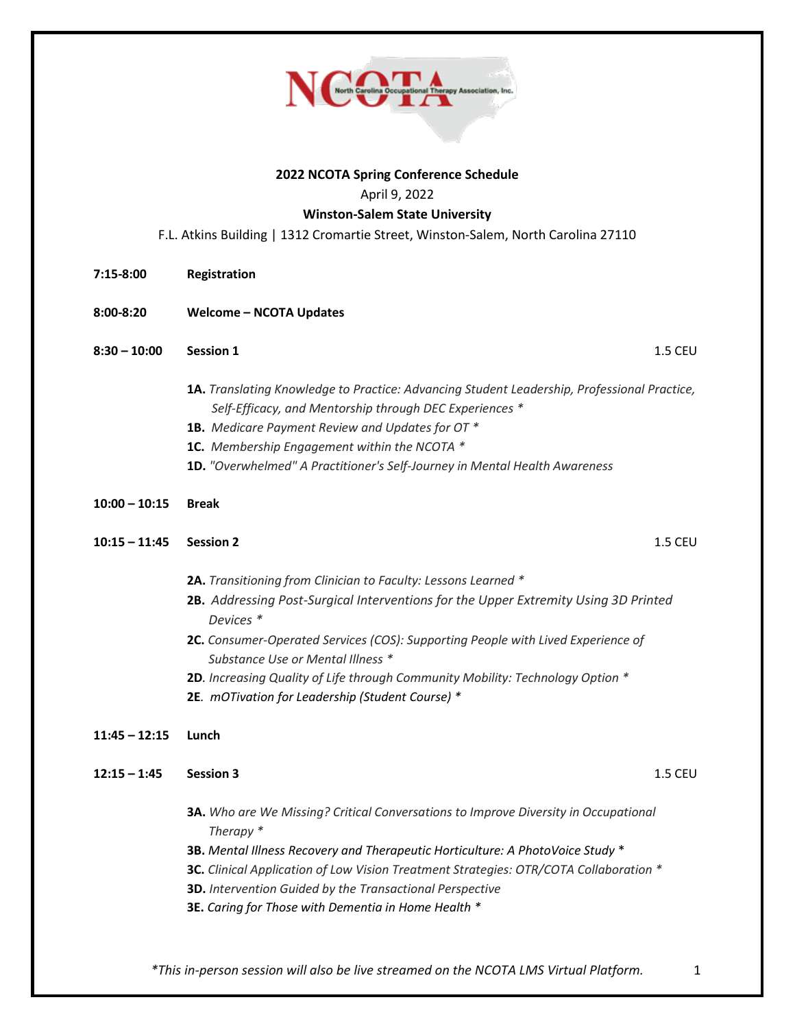## 2022 NCOTA Spring Conference Schedule

April 9, 2022

**Winston-Salem State University**

F.L. Atkins Building | 1312 Cromartie Street, Winston-Salem, North Carolina 27110

**7:15-8:00** **Registration**

**8:00-8:20** **Welcome – NCOTA Updates**

**8:30 – 10:00** **Session 1** 1.5 CEU

- **1A.** *Translating Knowledge to Practice: Advancing Student Leadership, Professional Practice, Self-Efficacy, and Mentorship through DEC Experiences* *
- **1B.** *Medicare Payment Review and Updates for OT* *
- **1C.** *Membership Engagement within the NCOTA* *
- **1D.** *"Overwhelmed" A Practitioner's Self-Journey in Mental Health Awareness*

**10:00 – 10:15** **Break**

**10:15 – 11:45** **Session 2** 1.5 CEU

- **2A.** *Transitioning from Clinician to Faculty: Lessons Learned* *
- **2B.** *Addressing Post-Surgical Interventions for the Upper Extremity Using 3D Printed Devices* *
- **2C.** *Consumer-Operated Services (COS): Supporting People with Lived Experience of Substance Use or Mental Illness* *
- **2D**. *Increasing Quality of Life through Community Mobility: Technology Option* *
- **2E**. *mOTivation for Leadership (Student Course)* *

**11:45 – 12:15** **Lunch**

**12:15 – 1:45** **Session 3** 1.5 CEU

- **3A.** *Who are We Missing? Critical Conversations to Improve Diversity in Occupational Therapy* *
- **3B.** *Mental Illness Recovery and Therapeutic Horticulture: A PhotoVoice Study* *
- **3C.** *Clinical Application of Low Vision Treatment Strategies: OTR/COTA Collaboration* *
- **3D.** *Intervention Guided by the Transactional Perspective*
- **3E.** *Caring for Those with Dementia in Home Health* *

*\*This in-person session will also be live streamed on the NCOTA LMS Virtual Platform.*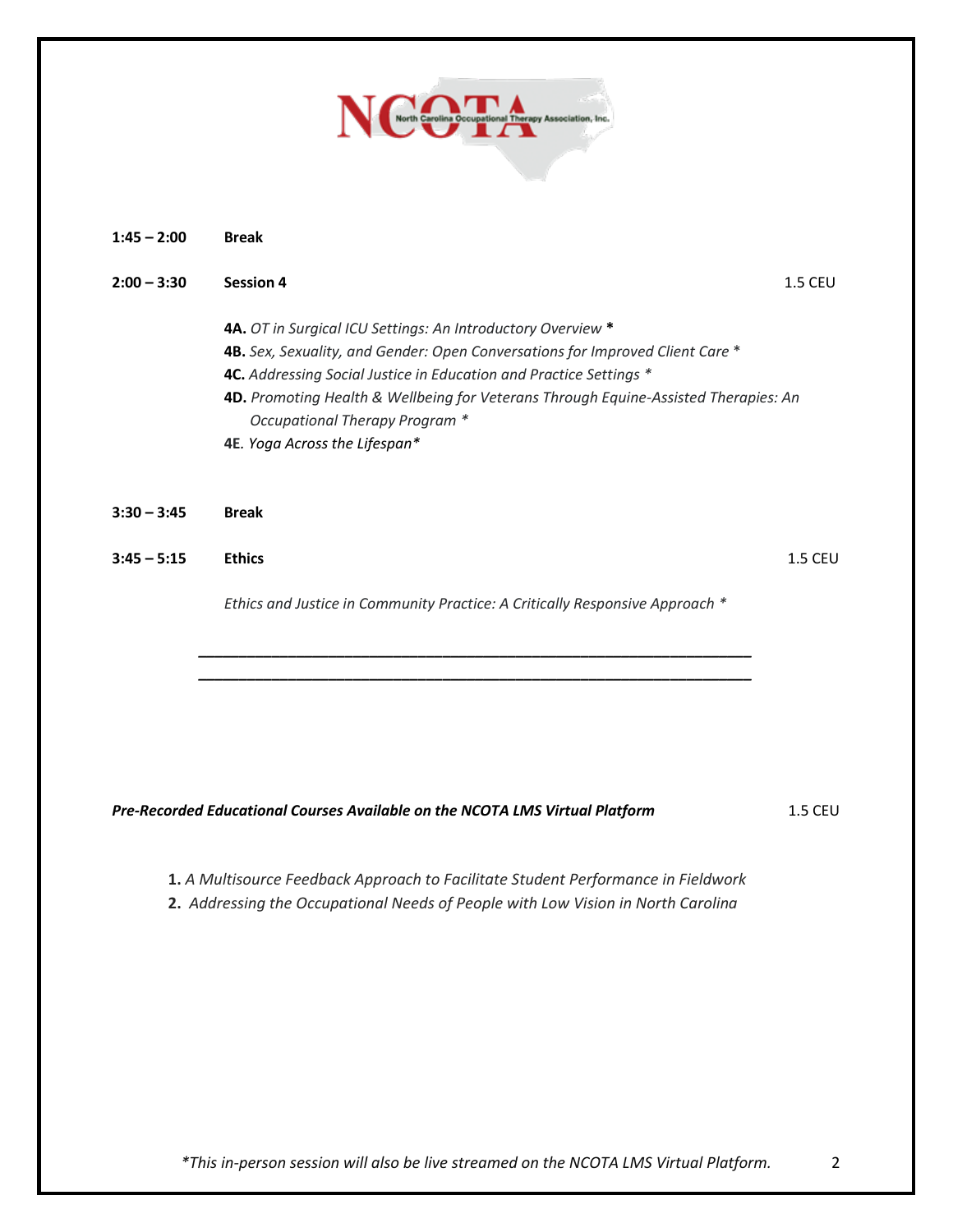**1:45 – 2:00** **Break**

**2:00 – 3:30** **Session 4** 1.5 CEU

- **4A.** *OT in Surgical ICU Settings: An Introductory Overview* **\***
- **4B.** *Sex, Sexuality, and Gender: Open Conversations for Improved Client Care \**
- **4C.** *Addressing Social Justice in Education and Practice Settings \**
- **4D.** *Promoting Health & Wellbeing for Veterans Through Equine-Assisted Therapies: An Occupational Therapy Program \**
- **4E.** *Yoga Across the Lifespan\**

**3:30 – 3:45** **Break**

**3:45 – 5:15** **Ethics** 1.5 CEU

*Ethics and Justice in Community Practice: A Critically Responsive Approach \**

---

***Pre-Recorded Educational Courses Available on the NCOTA LMS Virtual Platform*** 1.5 CEU

1. *A Multisource Feedback Approach to Facilitate Student Performance in Fieldwork*
2. *Addressing the Occupational Needs of People with Low Vision in North Carolina*

*\*This in-person session will also be live streamed on the NCOTA LMS Virtual Platform.*